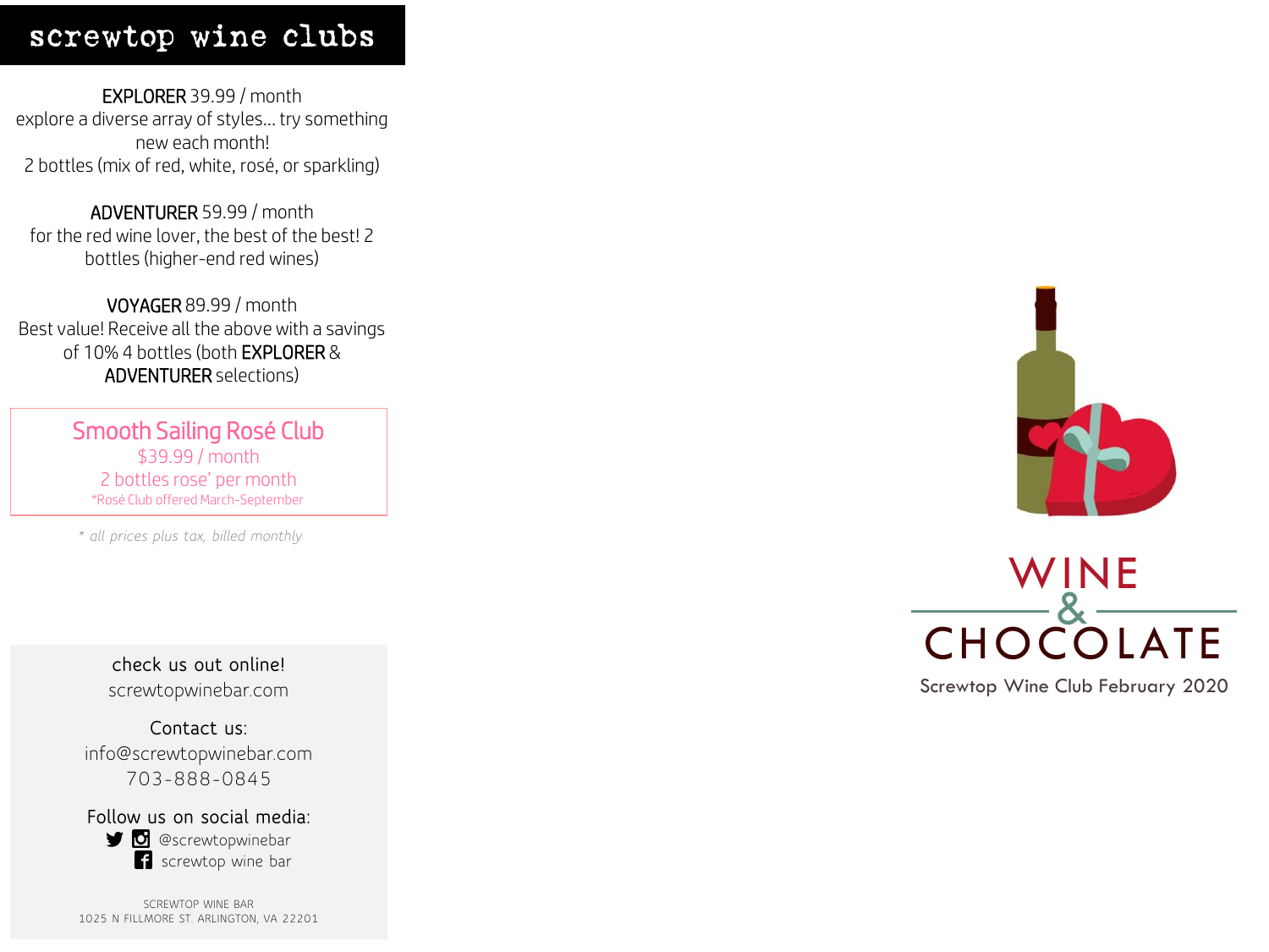# screwtop wine clubs

**EXPLORER** 39.99 / month
explore a diverse array of styles… try something new each month!
2 bottles (mix of red, white, rosé, or sparkling)

**ADVENTURER** 59.99 / month
for the red wine lover, the best of the best! 2 bottles (higher-end red wines)

**VOYAGER** 89.99 / month
Best value! Receive all the above with a savings of 10% 4 bottles (both **EXPLORER** & **ADVENTURER** selections)

## Smooth Sailing Rosé Club

$39.99 / month
2 bottles rose' per month
*Rosé Club offered March-September

*\* all prices plus tax, billed monthly*

check us out online!
screwtopwinebar.com

Contact us:
info@screwtopwinebar.com
703-888-0845

Follow us on social media:
@screwtopwinebar
screwtop wine bar

SCREWTOP WINE BAR
1025 N FILLMORE ST. ARLINGTON, VA 22201

# WINE & CHOCOLATE

Screwtop Wine Club February 2020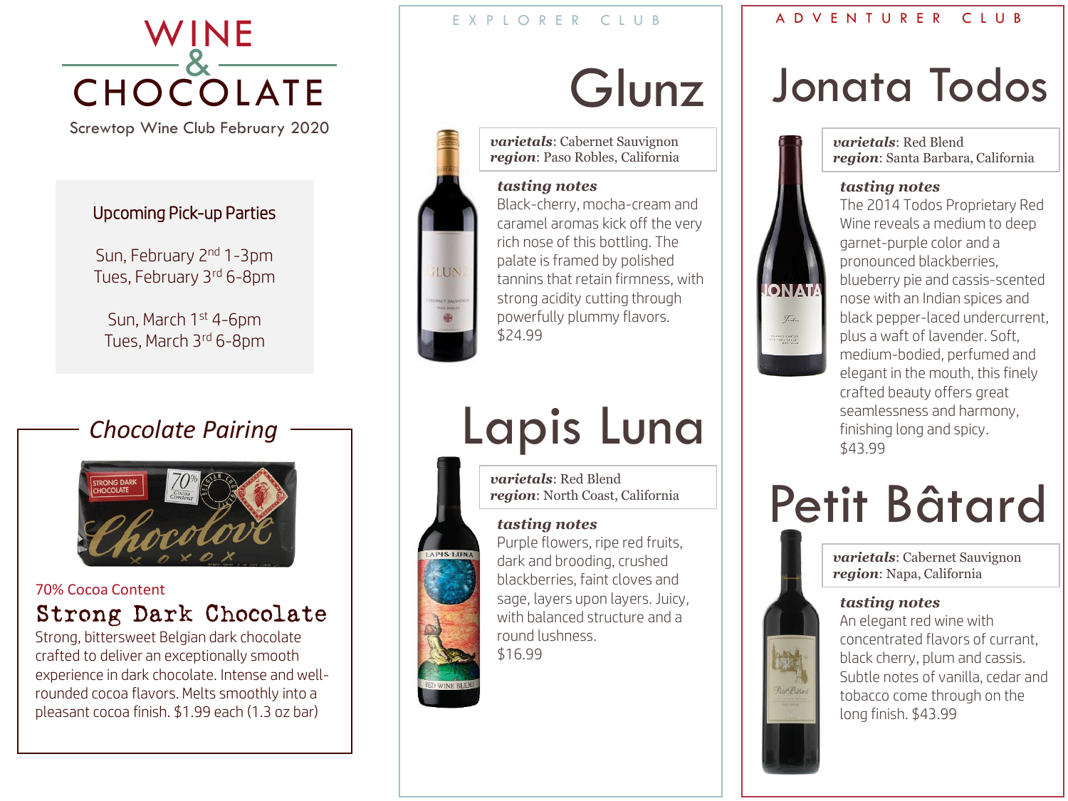# WINE & CHOCOLATE

Screwtop Wine Club February 2020

### Upcoming Pick-up Parties

Sun, February 2nd 1-3pm
Tues, February 3rd 6-8pm

Sun, March 1st 4-6pm
Tues, March 3rd 6-8pm

## *Chocolate Pairing*

70% Cocoa Content

### Strong Dark Chocolate

Strong, bittersweet Belgian dark chocolate crafted to deliver an exceptionally smooth experience in dark chocolate. Intense and well-rounded cocoa flavors. Melts smoothly into a pleasant cocoa finish. $1.99 each (1.3 oz bar)

## EXPLORER CLUB

### Glunz

***varietals***: Cabernet Sauvignon
***region***: Paso Robles, California

***tasting notes***
Black-cherry, mocha-cream and caramel aromas kick off the very rich nose of this bottling. The palate is framed by polished tannins that retain firmness, with strong acidity cutting through powerfully plummy flavors.
$24.99

### Lapis Luna

***varietals***: Red Blend
***region***: North Coast, California

***tasting notes***
Purple flowers, ripe red fruits, dark and brooding, crushed blackberries, faint cloves and sage, layers upon layers. Juicy, with balanced structure and a round lushness.
$16.99

## ADVENTURER CLUB

### Jonata Todos

***varietals***: Red Blend
***region***: Santa Barbara, California

***tasting notes***
The 2014 Todos Proprietary Red Wine reveals a medium to deep garnet-purple color and a pronounced blackberries, blueberry pie and cassis-scented nose with an Indian spices and black pepper-laced undercurrent, plus a waft of lavender. Soft, medium-bodied, perfumed and elegant in the mouth, this finely crafted beauty offers great seamlessness and harmony, finishing long and spicy.
$43.99

### Petit Bâtard

***varietals***: Cabernet Sauvignon
***region***: Napa, California

***tasting notes***
An elegant red wine with concentrated flavors of currant, black cherry, plum and cassis. Subtle notes of vanilla, cedar and tobacco come through on the long finish. $43.99